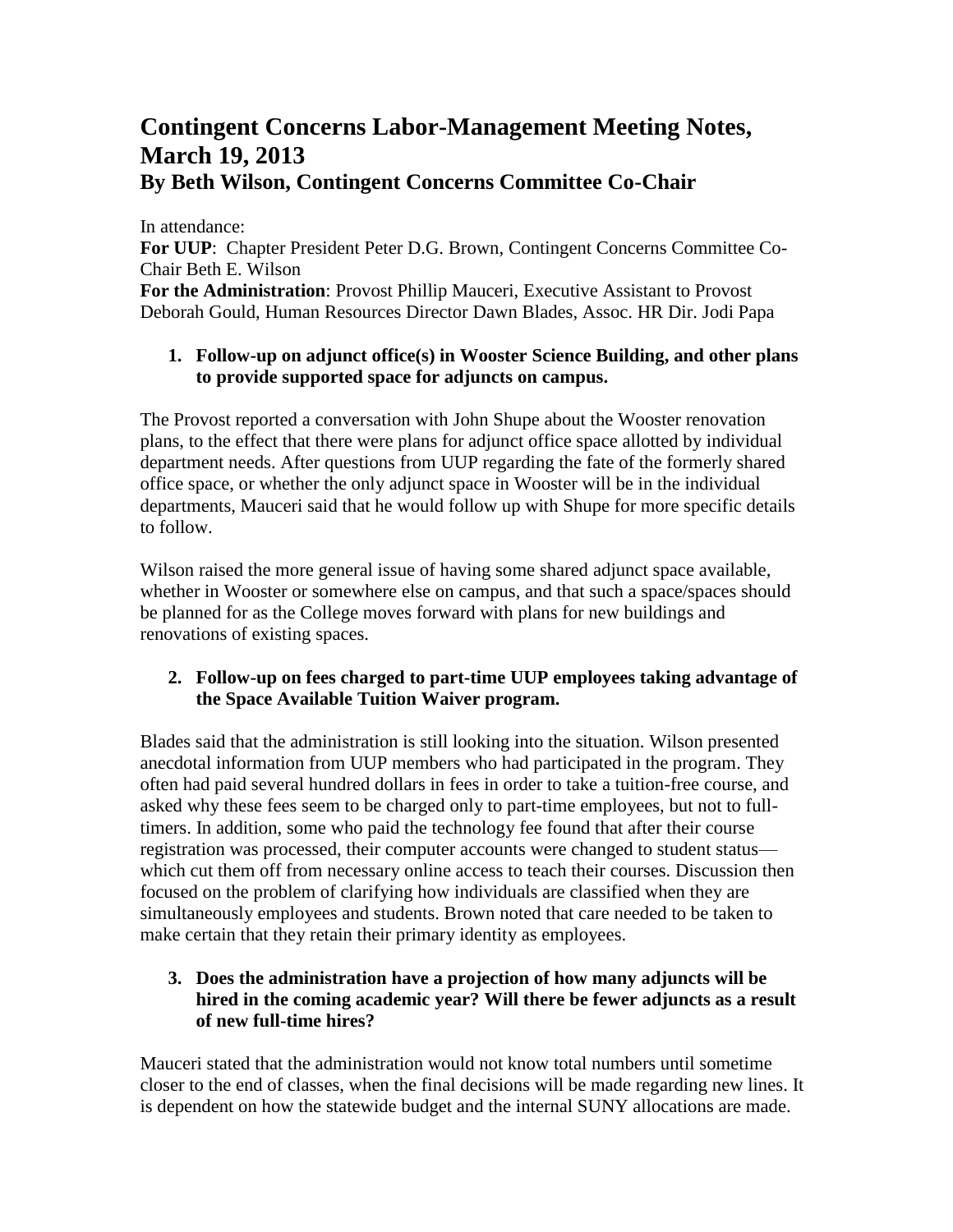# Contingent Concerns Labor-Management Meeting Notes, March 19, 2013

## By Beth Wilson, Contingent Concerns Committee Co-Chair

In attendance:

**For UUP**: Chapter President Peter D.G. Brown, Contingent Concerns Committee Co-Chair Beth E. Wilson

**For the Administration**: Provost Phillip Mauceri, Executive Assistant to Provost Deborah Gould, Human Resources Director Dawn Blades, Assoc. HR Dir. Jodi Papa

1. **Follow-up on adjunct office(s) in Wooster Science Building, and other plans to provide supported space for adjuncts on campus.**

The Provost reported a conversation with John Shupe about the Wooster renovation plans, to the effect that there were plans for adjunct office space allotted by individual department needs. After questions from UUP regarding the fate of the formerly shared office space, or whether the only adjunct space in Wooster will be in the individual departments, Mauceri said that he would follow up with Shupe for more specific details to follow.

Wilson raised the more general issue of having some shared adjunct space available, whether in Wooster or somewhere else on campus, and that such a space/spaces should be planned for as the College moves forward with plans for new buildings and renovations of existing spaces.

2. **Follow-up on fees charged to part-time UUP employees taking advantage of the Space Available Tuition Waiver program.**

Blades said that the administration is still looking into the situation. Wilson presented anecdotal information from UUP members who had participated in the program. They often had paid several hundred dollars in fees in order to take a tuition-free course, and asked why these fees seem to be charged only to part-time employees, but not to full-timers. In addition, some who paid the technology fee found that after their course registration was processed, their computer accounts were changed to student status—which cut them off from necessary online access to teach their courses. Discussion then focused on the problem of clarifying how individuals are classified when they are simultaneously employees and students. Brown noted that care needed to be taken to make certain that they retain their primary identity as employees.

3. **Does the administration have a projection of how many adjuncts will be hired in the coming academic year? Will there be fewer adjuncts as a result of new full-time hires?**

Mauceri stated that the administration would not know total numbers until sometime closer to the end of classes, when the final decisions will be made regarding new lines. It is dependent on how the statewide budget and the internal SUNY allocations are made.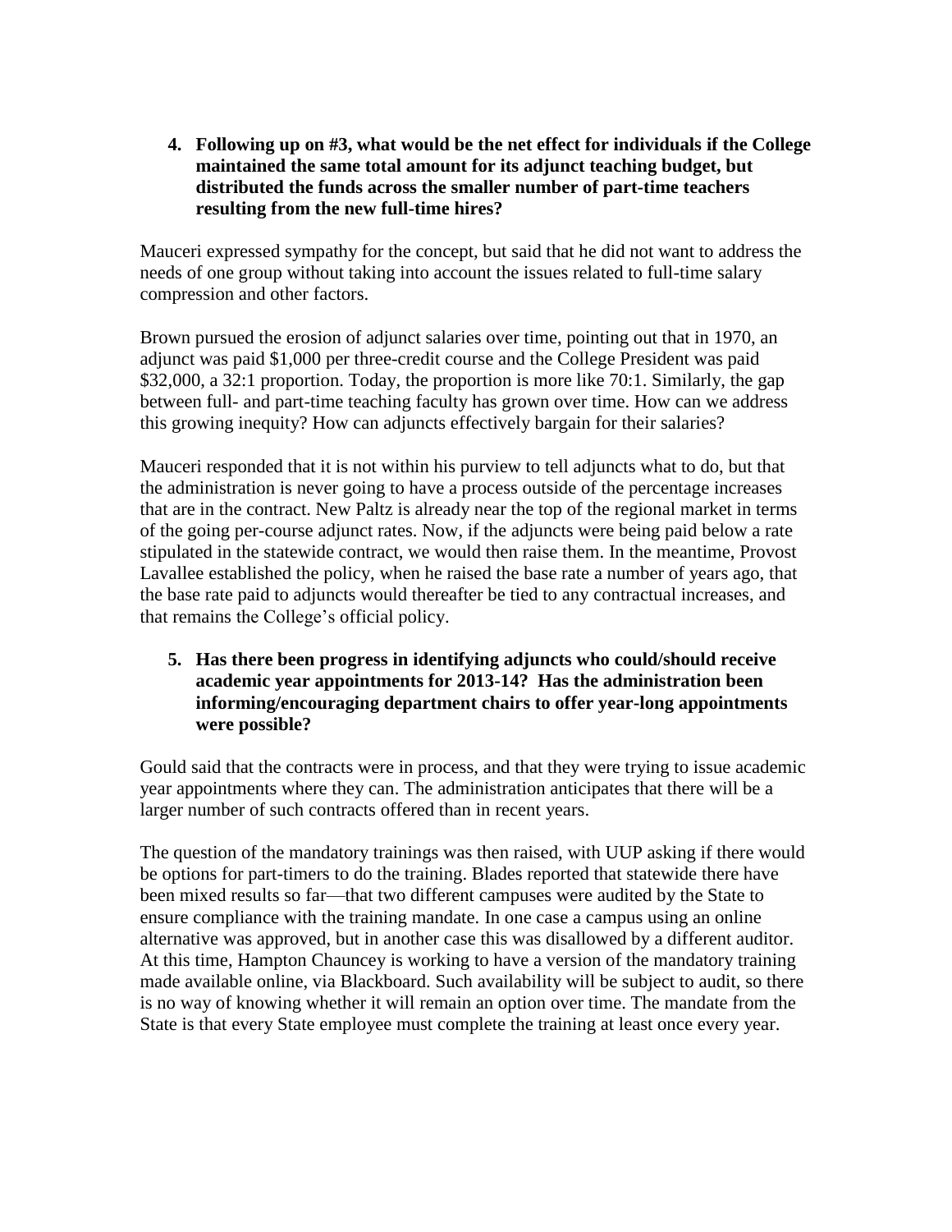4. **Following up on #3, what would be the net effect for individuals if the College maintained the same total amount for its adjunct teaching budget, but distributed the funds across the smaller number of part-time teachers resulting from the new full-time hires?**

Mauceri expressed sympathy for the concept, but said that he did not want to address the needs of one group without taking into account the issues related to full-time salary compression and other factors.

Brown pursued the erosion of adjunct salaries over time, pointing out that in 1970, an adjunct was paid $1,000 per three-credit course and the College President was paid $32,000, a 32:1 proportion. Today, the proportion is more like 70:1. Similarly, the gap between full- and part-time teaching faculty has grown over time. How can we address this growing inequity? How can adjuncts effectively bargain for their salaries?

Mauceri responded that it is not within his purview to tell adjuncts what to do, but that the administration is never going to have a process outside of the percentage increases that are in the contract. New Paltz is already near the top of the regional market in terms of the going per-course adjunct rates. Now, if the adjuncts were being paid below a rate stipulated in the statewide contract, we would then raise them. In the meantime, Provost Lavallee established the policy, when he raised the base rate a number of years ago, that the base rate paid to adjuncts would thereafter be tied to any contractual increases, and that remains the College's official policy.

5. **Has there been progress in identifying adjuncts who could/should receive academic year appointments for 2013-14? Has the administration been informing/encouraging department chairs to offer year-long appointments were possible?**

Gould said that the contracts were in process, and that they were trying to issue academic year appointments where they can. The administration anticipates that there will be a larger number of such contracts offered than in recent years.

The question of the mandatory trainings was then raised, with UUP asking if there would be options for part-timers to do the training. Blades reported that statewide there have been mixed results so far—that two different campuses were audited by the State to ensure compliance with the training mandate. In one case a campus using an online alternative was approved, but in another case this was disallowed by a different auditor. At this time, Hampton Chauncey is working to have a version of the mandatory training made available online, via Blackboard. Such availability will be subject to audit, so there is no way of knowing whether it will remain an option over time. The mandate from the State is that every State employee must complete the training at least once every year.